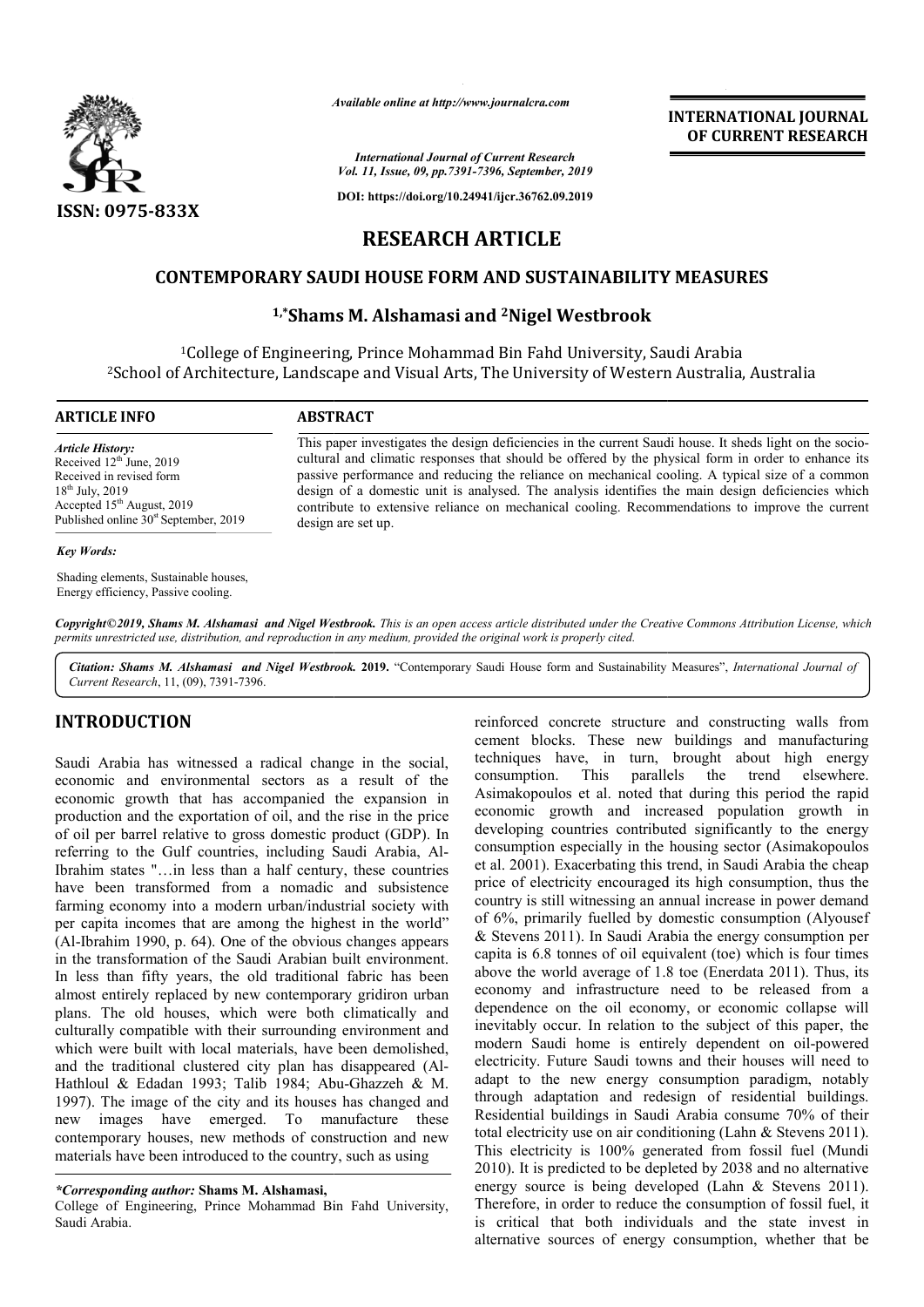# RESEARCH ARTICLE

## CONTEMPORARY SAUDI HOUSE FORM AND SUSTAINABILITY MEASURES

**[1,*]Shams M. Alshamasi and [2]Nigel Westbrook**

[1]College of Engineering, Prince Mohammad Bin Fahd University, Saudi Arabia
[2]School of Architecture, Landscape and Visual Arts, The University of Western Australia, Australia

### ARTICLE INFO

*Article History:*
Received 12th June, 2019
Received in revised form 18th July, 2019
Accepted 15th August, 2019
Published online 30st September, 2019

*Key Words:*

Shading elements, Sustainable houses, Energy efficiency, Passive cooling.

### ABSTRACT

This paper investigates the design deficiencies in the current Saudi house. It sheds light on the socio-cultural and climatic responses that should be offered by the physical form in order to enhance its passive performance and reducing the reliance on mechanical cooling. A typical size of a common design of a domestic unit is analysed. The analysis identifies the main design deficiencies which contribute to extensive reliance on mechanical cooling. Recommendations to improve the current design are set up.

*Copyright©2019, Shams M. Alshamasi and Nigel Westbrook. This is an open access article distributed under the Creative Commons Attribution License, which permits unrestricted use, distribution, and reproduction in any medium, provided the original work is properly cited.*

*Citation: Shams M. Alshamasi and Nigel Westbrook.* **2019.** "Contemporary Saudi House form and Sustainability Measures", *International Journal of Current Research*, 11, (09), 7391-7396.

## INTRODUCTION

Saudi Arabia has witnessed a radical change in the social, economic and environmental sectors as a result of the economic growth that has accompanied the expansion in production and the exportation of oil, and the rise in the price of oil per barrel relative to gross domestic product (GDP). In referring to the Gulf countries, including Saudi Arabia, Al-Ibrahim states "…in less than a half century, these countries have been transformed from a nomadic and subsistence farming economy into a modern urban/industrial society with per capita incomes that are among the highest in the world" (Al-Ibrahim 1990, p. 64). One of the obvious changes appears in the transformation of the Saudi Arabian built environment. In less than fifty years, the old traditional fabric has been almost entirely replaced by new contemporary gridiron urban plans. The old houses, which were both climatically and culturally compatible with their surrounding environment and which were built with local materials, have been demolished, and the traditional clustered city plan has disappeared (Al-Hathloul & Edadan 1993; Talib 1984; Abu-Ghazzeh & M. 1997). The image of the city and its houses has changed and new images have emerged. To manufacture these contemporary houses, new methods of construction and new materials have been introduced to the country, such as using reinforced concrete structure and constructing walls from cement blocks. These new buildings and manufacturing techniques have, in turn, brought about high energy consumption. This parallels the trend elsewhere. Asimakopoulos et al. noted that during this period the rapid economic growth and increased population growth in developing countries contributed significantly to the energy consumption especially in the housing sector (Asimakopoulos et al. 2001). Exacerbating this trend, in Saudi Arabia the cheap price of electricity encouraged its high consumption, thus the country is still witnessing an annual increase in power demand of 6%, primarily fuelled by domestic consumption (Alyousef & Stevens 2011). In Saudi Arabia the energy consumption per capita is 6.8 tonnes of oil equivalent (toe) which is four times above the world average of 1.8 toe (Enerdata 2011). Thus, its economy and infrastructure need to be released from a dependence on the oil economy, or economic collapse will inevitably occur. In relation to the subject of this paper, the modern Saudi home is entirely dependent on oil-powered electricity. Future Saudi towns and their houses will need to adapt to the new energy consumption paradigm, notably through adaptation and redesign of residential buildings. Residential buildings in Saudi Arabia consume 70% of their total electricity use on air conditioning (Lahn & Stevens 2011). This electricity is 100% generated from fossil fuel (Mundi 2010). It is predicted to be depleted by 2038 and no alternative energy source is being developed (Lahn & Stevens 2011). Therefore, in order to reduce the consumption of fossil fuel, it is critical that both individuals and the state invest in alternative sources of energy consumption, whether that be

***Corresponding author:*** **Shams M. Alshamasi,**
College of Engineering, Prince Mohammad Bin Fahd University, Saudi Arabia.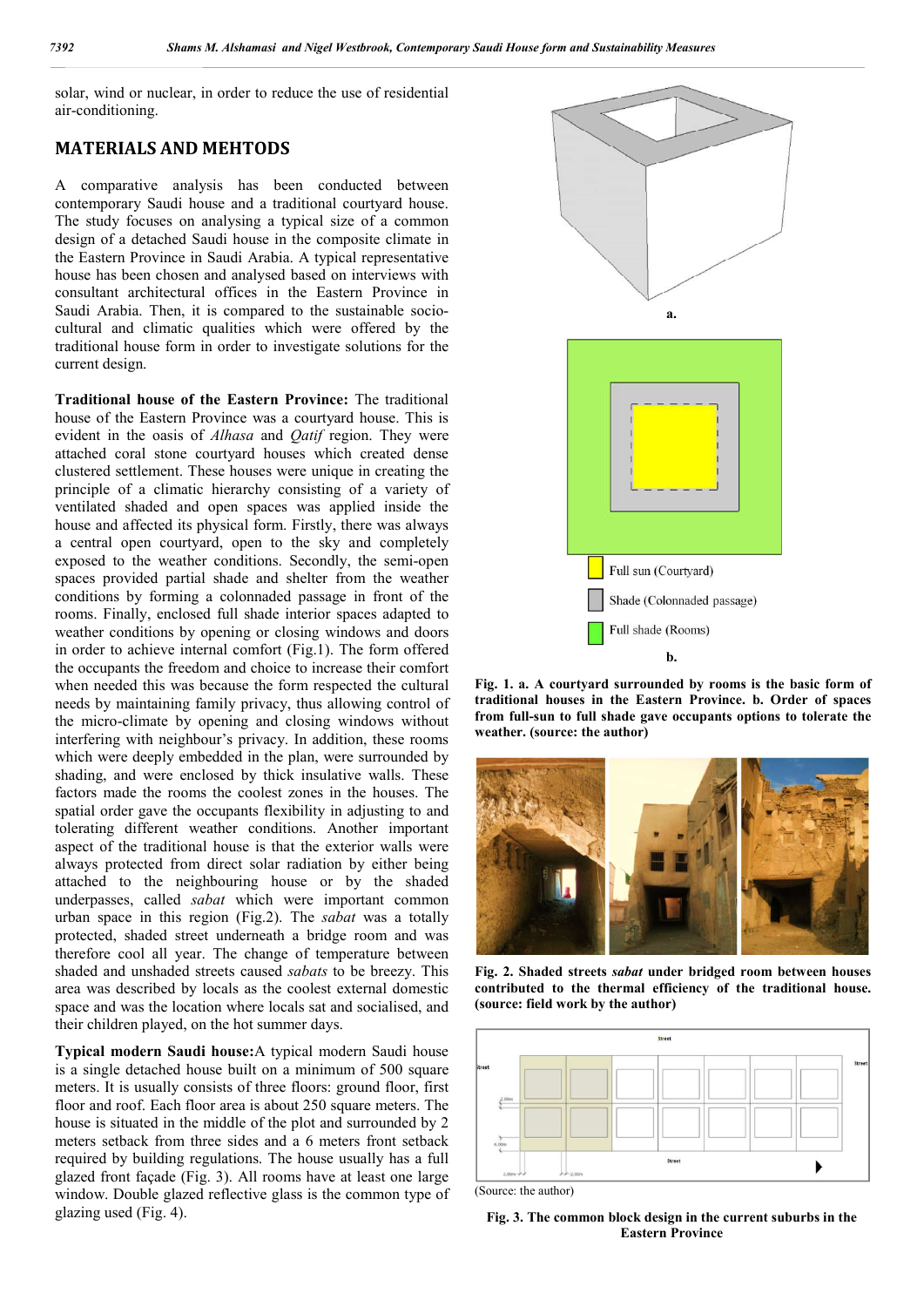solar, wind or nuclear, in order to reduce the use of residential air-conditioning.

## MATERIALS AND MEHTODS

A comparative analysis has been conducted between contemporary Saudi house and a traditional courtyard house. The study focuses on analysing a typical size of a common design of a detached Saudi house in the composite climate in the Eastern Province in Saudi Arabia. A typical representative house has been chosen and analysed based on interviews with consultant architectural offices in the Eastern Province in Saudi Arabia. Then, it is compared to the sustainable socio-cultural and climatic qualities which were offered by the traditional house form in order to investigate solutions for the current design.

**Traditional house of the Eastern Province:** The traditional house of the Eastern Province was a courtyard house. This is evident in the oasis of *Alhasa* and *Qatif* region. They were attached coral stone courtyard houses which created dense clustered settlement. These houses were unique in creating the principle of a climatic hierarchy consisting of a variety of ventilated shaded and open spaces was applied inside the house and affected its physical form. Firstly, there was always a central open courtyard, open to the sky and completely exposed to the weather conditions. Secondly, the semi-open spaces provided partial shade and shelter from the weather conditions by forming a colonnaded passage in front of the rooms. Finally, enclosed full shade interior spaces adapted to weather conditions by opening or closing windows and doors in order to achieve internal comfort (Fig.1). The form offered the occupants the freedom and choice to increase their comfort when needed this was because the form respected the cultural needs by maintaining family privacy, thus allowing control of the micro-climate by opening and closing windows without interfering with neighbour's privacy. In addition, these rooms which were deeply embedded in the plan, were surrounded by shading, and were enclosed by thick insulative walls. These factors made the rooms the coolest zones in the houses. The spatial order gave the occupants flexibility in adjusting to and tolerating different weather conditions. Another important aspect of the traditional house is that the exterior walls were always protected from direct solar radiation by either being attached to the neighbouring house or by the shaded underpasses, called *sabat* which were important common urban space in this region (Fig.2). The *sabat* was a totally protected, shaded street underneath a bridge room and was therefore cool all year. The change of temperature between shaded and unshaded streets caused *sabats* to be breezy. This area was described by locals as the coolest external domestic space and was the location where locals sat and socialised, and their children played, on the hot summer days.

**Typical modern Saudi house:**A typical modern Saudi house is a single detached house built on a minimum of 500 square meters. It is usually consists of three floors: ground floor, first floor and roof. Each floor area is about 250 square meters. The house is situated in the middle of the plot and surrounded by 2 meters setback from three sides and a 6 meters front setback required by building regulations. The house usually has a full glazed front façade (Fig. 3). All rooms have at least one large window. Double glazed reflective glass is the common type of glazing used (Fig. 4).

a.

Full sun (Courtyard)

Shade (Colonnaded passage)

Full shade (Rooms)

b.

**Fig. 1. a. A courtyard surrounded by rooms is the basic form of traditional houses in the Eastern Province. b. Order of spaces from full-sun to full shade gave occupants options to tolerate the weather. (source: the author)**

**Fig. 2. Shaded streets *sabat* under bridged room between houses contributed to the thermal efficiency of the traditional house. (source: field work by the author)**

(Source: the author)

**Fig. 3. The common block design in the current suburbs in the Eastern Province**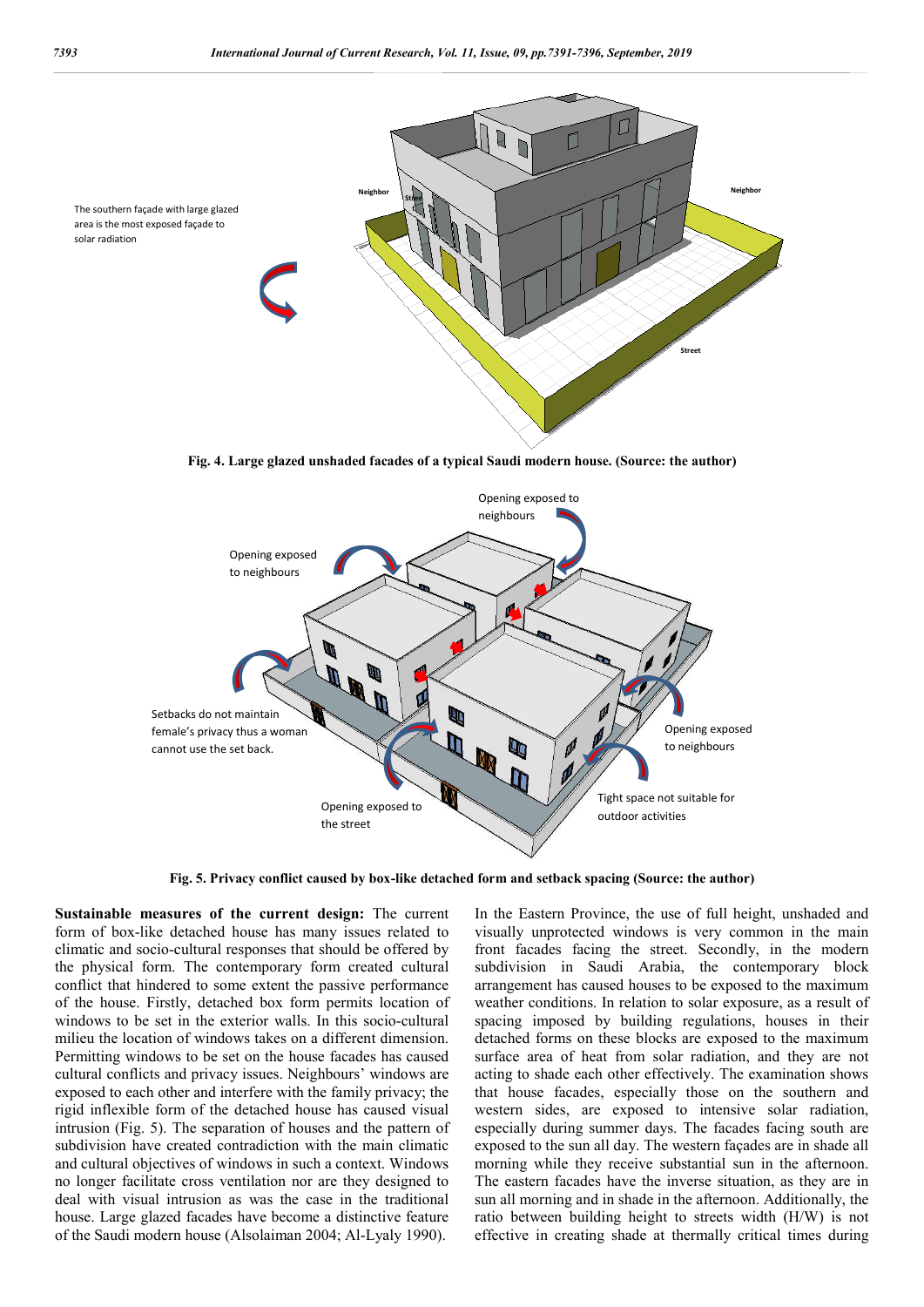Fig. 4. Large glazed unshaded facades of a typical Saudi modern house. (Source: the author)

Fig. 5. Privacy conflict caused by box-like detached form and setback spacing (Source: the author)

**Sustainable measures of the current design:** The current form of box-like detached house has many issues related to climatic and socio-cultural responses that should be offered by the physical form. The contemporary form created cultural conflict that hindered to some extent the passive performance of the house. Firstly, detached box form permits location of windows to be set in the exterior walls. In this socio-cultural milieu the location of windows takes on a different dimension. Permitting windows to be set on the house facades has caused cultural conflicts and privacy issues. Neighbours' windows are exposed to each other and interfere with the family privacy; the rigid inflexible form of the detached house has caused visual intrusion (Fig. 5). The separation of houses and the pattern of subdivision have created contradiction with the main climatic and cultural objectives of windows in such a context. Windows no longer facilitate cross ventilation nor are they designed to deal with visual intrusion as was the case in the traditional house. Large glazed facades have become a distinctive feature of the Saudi modern house (Alsolaiman 2004; Al-Lyaly 1990). In the Eastern Province, the use of full height, unshaded and visually unprotected windows is very common in the main front facades facing the street. Secondly, in the modern subdivision in Saudi Arabia, the contemporary block arrangement has caused houses to be exposed to the maximum weather conditions. In relation to solar exposure, as a result of spacing imposed by building regulations, houses in their detached forms on these blocks are exposed to the maximum surface area of heat from solar radiation, and they are not acting to shade each other effectively. The examination shows that house facades, especially those on the southern and western sides, are exposed to intensive solar radiation, especially during summer days. The facades facing south are exposed to the sun all day. The western façades are in shade all morning while they receive substantial sun in the afternoon. The eastern facades have the inverse situation, as they are in sun all morning and in shade in the afternoon. Additionally, the ratio between building height to streets width (H/W) is not effective in creating shade at thermally critical times during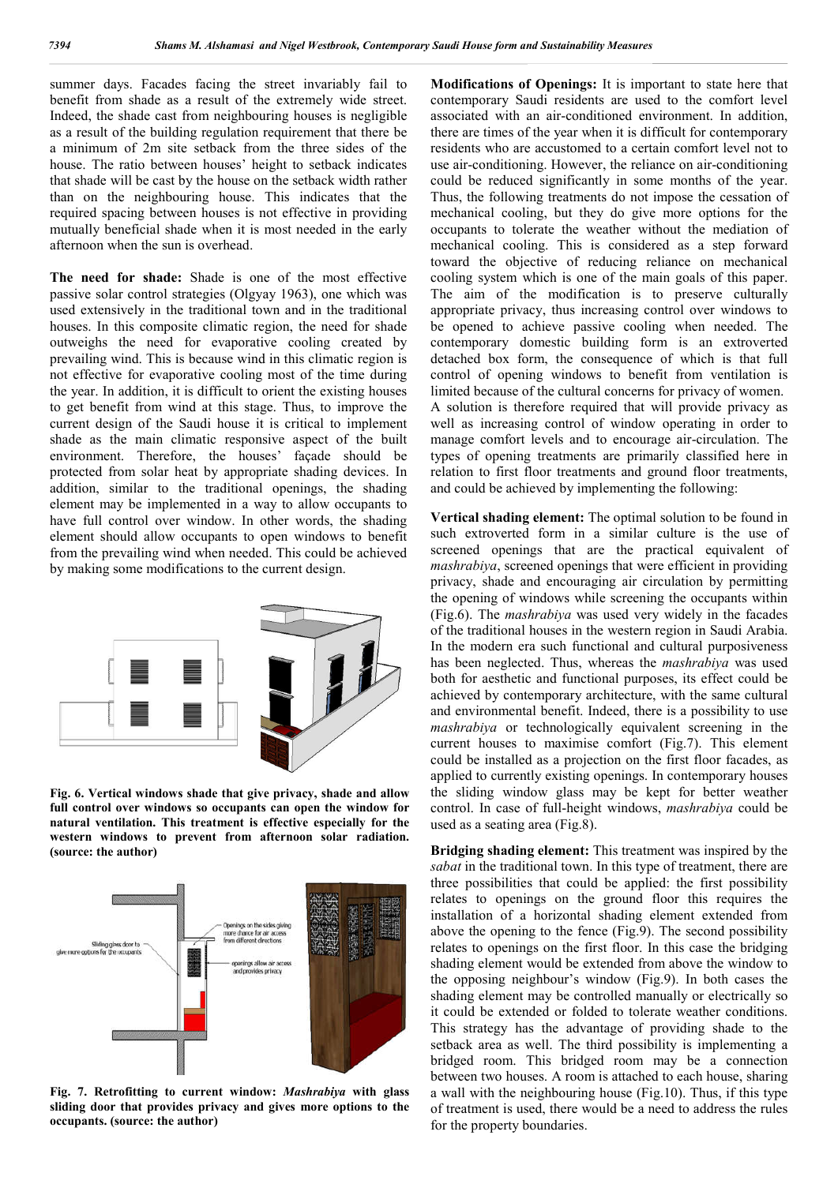summer days. Facades facing the street invariably fail to benefit from shade as a result of the extremely wide street. Indeed, the shade cast from neighbouring houses is negligible as a result of the building regulation requirement that there be a minimum of 2m site setback from the three sides of the house. The ratio between houses' height to setback indicates that shade will be cast by the house on the setback wide rather than on the neighbouring house. This indicates that the required spacing between houses is not effective in providing mutually beneficial shade when it is most needed in the early afternoon when the sun is overhead.

**The need for shade:** Shade is one of the most effective passive solar control strategies (Olgyay 1963), one which was used extensively in the traditional town and in the traditional houses. In this composite climatic region, the need for shade outweighs the need for evaporative cooling created by prevailing wind. This is because wind in this climatic region is not effective for evaporative cooling most of the time during the year. In addition, it is difficult to orient the existing houses to get benefit from wind at this stage. Thus, to improve the current design of the Saudi house it is critical to implement shade as the main climatic responsive aspect of the built environment. Therefore, the houses' façade should be protected from solar heat by appropriate shading devices. In addition, similar to the traditional openings, the shading element may be implemented in a way to allow occupants to have full control over window. In other words, the shading element should allow occupants to open windows to benefit from the prevailing wind when needed. This could be achieved by making some modifications to the current design.

**Fig. 6. Vertical windows shade that give privacy, shade and allow full control over windows so occupants can open the window for natural ventilation. This treatment is effective especially for the western windows to prevent from afternoon solar radiation. (source: the author)**

**Fig. 7. Retrofitting to current window: *Mashrabiya* with glass sliding door that provides privacy and gives more options to the occupants. (source: the author)**

**Modifications of Openings:** It is important to state here that contemporary Saudi residents are used to the comfort level associated with an air-conditioned environment. In addition, there are times of the year when it is difficult for contemporary residents who are accustomed to a certain comfort level not to use air-conditioning. However, the reliance on air-conditioning could be reduced significantly in some months of the year. Thus, the following treatments do not impose the cessation of mechanical cooling, but they do give more options for the occupants to tolerate the weather without the mediation of mechanical cooling. This is considered as a step forward toward the objective of reducing reliance on mechanical cooling system which is one of the main goals of this paper. The aim of the modification is to preserve culturally appropriate privacy, thus increasing control over windows to be opened to achieve passive cooling when needed. The contemporary domestic building form is an extroverted detached box form, the consequence of which is that full control of opening windows to benefit from ventilation is limited because of the cultural concerns for privacy of women. A solution is therefore required that will provide privacy as well as increasing control of window operating in order to manage comfort levels and to encourage air-circulation. The types of opening treatments are primarily classified here in relation to first floor treatments and ground floor treatments, and could be achieved by implementing the following:

**Vertical shading element:** The optimal solution to be found in such extroverted form in a similar culture is the use of screened openings that are the practical equivalent of *mashrabiya*, screened openings that were efficient in providing privacy, shade and encouraging air circulation by permitting the opening of windows while screening the occupants within (Fig.6). The *mashrabiya* was used very widely in the facades of the traditional houses in the western region in Saudi Arabia. In the modern era such functional and cultural purposiveness has been neglected. Thus, whereas the *mashrabiya* was used both for aesthetic and functional purposes, its effect could be achieved by contemporary architecture, with the same cultural and environmental benefit. Indeed, there is a possibility to use *mashrabiya* or technologically equivalent screening in the current houses to maximise comfort (Fig.7). This element could be installed as a projection on the first floor facades, as applied to currently existing openings. In contemporary houses the sliding window glass may be kept for better weather control. In case of full-height windows, *mashrabiya* could be used as a seating area (Fig.8).

**Bridging shading element:** This treatment was inspired by the *sabat* in the traditional town. In this type of treatment, there are three possibilities that could be applied: the first possibility relates to openings on the ground floor this requires the installation of a horizontal shading element extended from above the opening to the fence (Fig.9). The second possibility relates to openings on the first floor. In this case the bridging shading element would be extended from above the window to the opposing neighbour's window (Fig.9). In both cases the shading element may be controlled manually or electrically so it could be extended or folded to tolerate weather conditions. This strategy has the advantage of providing shade to the setback area as well. The third possibility is implementing a bridged room. This bridged room may be a connection between two houses. A room is attached to each house, sharing a wall with the neighbouring house (Fig.10). Thus, if this type of treatment is used, there would be a need to address the rules for the property boundaries.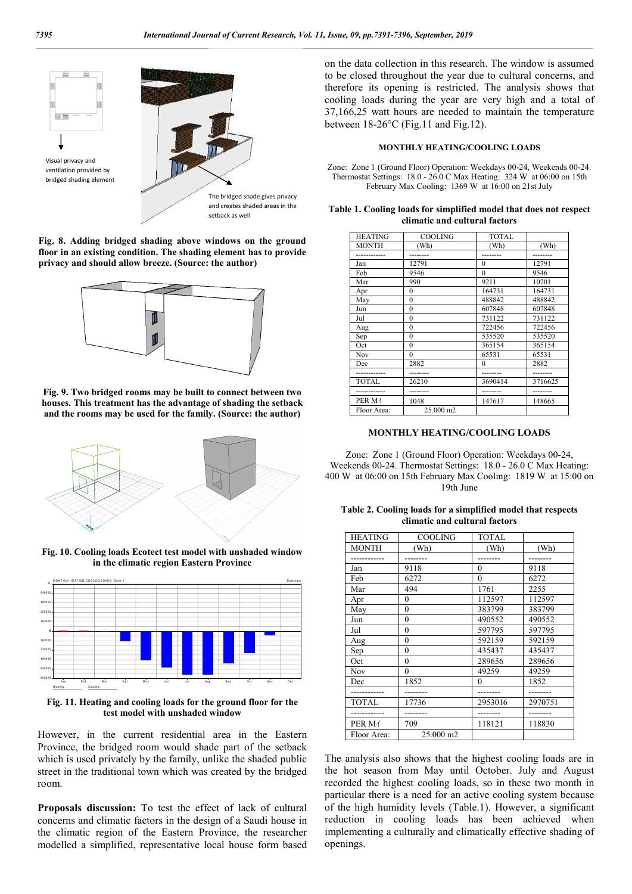Visual privacy and ventilation provided by bridged shading element

The bridged shade gives privacy and creates shaded areas in the setback as well

**Fig. 8. Adding bridged shading above windows on the ground floor in an existing condition. The shading element has to provide privacy and should allow breeze. (Source: the author)**

**Fig. 9. Two bridged rooms may be built to connect between two houses. This treatment has the advantage of shading the setback and the rooms may be used for the family. (Source: the author)**

**Fig. 10. Cooling loads Ecotect test model with unshaded window in the climatic region Eastern Province**

**Fig. 11. Heating and cooling loads for the ground floor for the test model with unshaded window**

However, in the current residential area in the Eastern Province, the bridged room would shade part of the setback which is used privately by the family, unlike the shaded public street in the traditional town which was created by the bridged room.

**Proposals discussion:** To test the effect of lack of cultural concerns and climatic factors in the design of a Saudi house in the climatic region of the Eastern Province, the researcher modelled a simplified, representative local house form based on the data collection in this research. The window is assumed to be closed throughout the year due to cultural concerns, and therefore its opening is restricted. The analysis shows that cooling loads during the year are very high and a total of 37,166,25 watt hours are needed to maintain the temperature between 18-26°C (Fig.11 and Fig.12).

**MONTHLY HEATING/COOLING LOADS**

Zone: Zone 1 (Ground Floor) Operation: Weekdays 00-24, Weekends 00-24. Thermostat Settings: 18.0 - 26.0 C Max Heating: 324 W at 06:00 on 15th February Max Cooling: 1369 W at 16:00 on 21st July

**Table 1. Cooling loads for simplified model that does not respect climatic and cultural factors**

| HEATING | COOLING | TOTAL | |
|---|---|---|---|
| MONTH | (Wh) | (Wh) | (Wh) |
| ------------ | -------- | -------- | -------- |
| Jan | 12791 | 0 | 12791 |
| Feb | 9546 | 0 | 9546 |
| Mar | 990 | 9211 | 10201 |
| Apr | 0 | 164731 | 164731 |
| May | 0 | 488842 | 488842 |
| Jun | 0 | 607848 | 607848 |
| Jul | 0 | 731122 | 731122 |
| Aug | 0 | 722456 | 722456 |
| Sep | 0 | 535520 | 535520 |
| Oct | 0 | 365154 | 365154 |
| Nov | 0 | 65531 | 65531 |
| Dec | 2882 | 0 | 2882 |
| ------------ | -------- | -------- | -------- |
| TOTAL | 26210 | 3690414 | 3716625 |
| ------------ | -------- | -------- | -------- |
| PER M² | 1048 | 147617 | 148665 |
| Floor Area: | 25.000 m2 | | |

**MONTHLY HEATING/COOLING LOADS**

Zone: Zone 1 (Ground Floor) Operation: Weekdays 00-24, Weekends 00-24. Thermostat Settings: 18.0 - 26.0 C Max Heating: 400 W at 06:00 on 15th February Max Cooling: 1819 W at 15:00 on 19th June

**Table 2. Cooling loads for a simplified model that respects climatic and cultural factors**

| HEATING | COOLING | TOTAL | |
|---|---|---|---|
| MONTH | (Wh) | (Wh) | (Wh) |
| ------------ | -------- | -------- | -------- |
| Jan | 9118 | 0 | 9118 |
| Feb | 6272 | 0 | 6272 |
| Mar | 494 | 1761 | 2255 |
| Apr | 0 | 112597 | 112597 |
| May | 0 | 383799 | 383799 |
| Jun | 0 | 490552 | 490552 |
| Jul | 0 | 597795 | 597795 |
| Aug | 0 | 592159 | 592159 |
| Sep | 0 | 435437 | 435437 |
| Oct | 0 | 289656 | 289656 |
| Nov | 0 | 49259 | 49259 |
| Dec | 1852 | 0 | 1852 |
| ------------ | -------- | -------- | -------- |
| TOTAL | 17736 | 2953016 | 2970751 |
| ------------ | -------- | -------- | -------- |
| PER M² | 709 | 118121 | 118830 |
| Floor Area: | 25.000 m2 | | |

The analysis also shows that the highest cooling loads are in the hot season from May until October. July and August recorded the highest cooling loads, so in these two month in particular there is a need for an active cooling system because of the high humidity levels (Table.1). However, a significant reduction in cooling loads has been achieved when implementing a culturally and climatically effective shading of openings.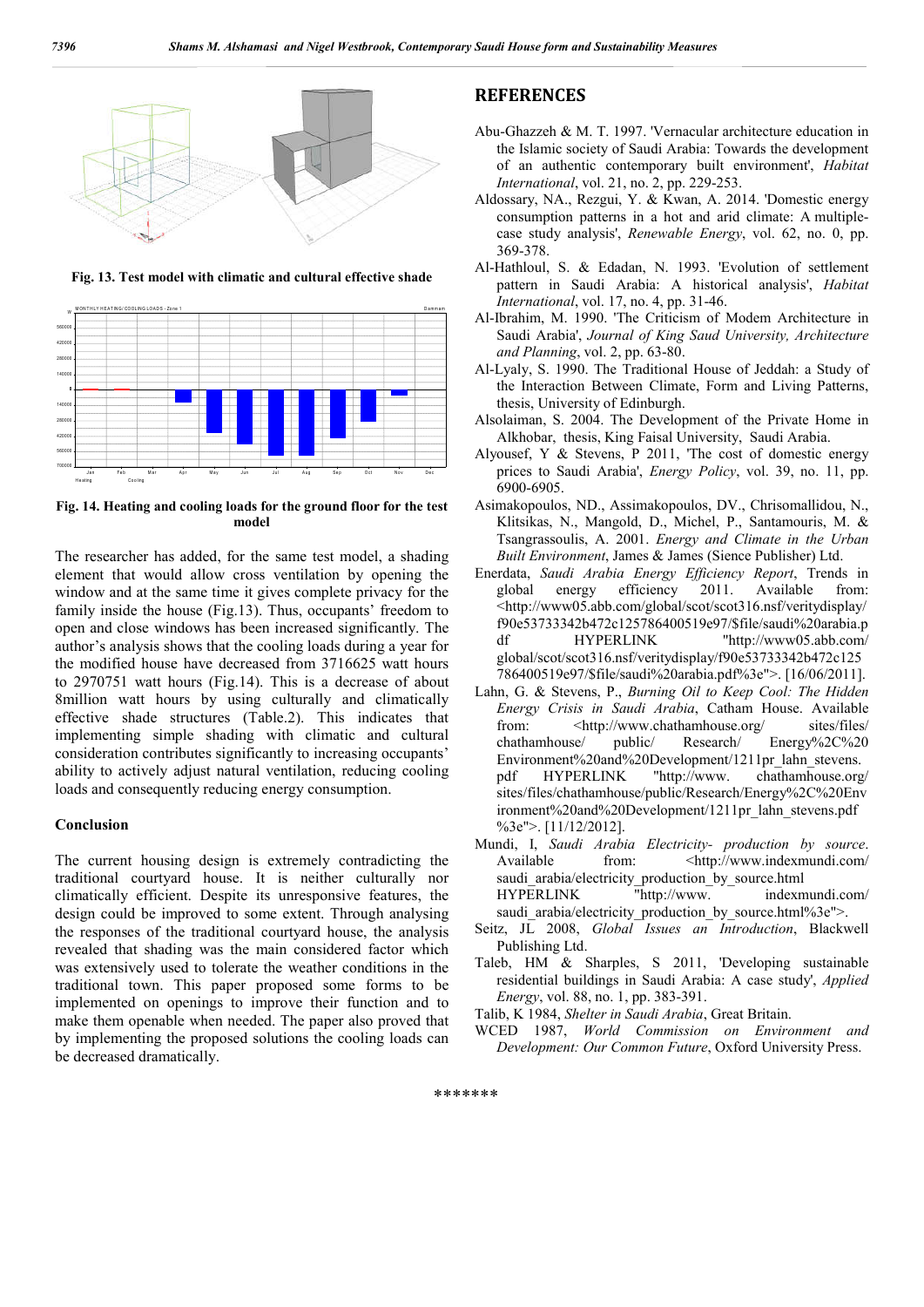Fig. 13. Test model with climatic and cultural effective shade

MONTHLY HEATING/COOLING LOADS - Zone 1

Dammam

W

560000

420000

280000

140000

0

140000

280000

420000

560000

700000

Jan Feb Mar Apr May Jun Jul Aug Sep Oct Nov Dec

Heating Cooling

**Fig. 14. Heating and cooling loads for the ground floor for the test model**

The researcher has added, for the same test model, a shading element that would allow cross ventilation by opening the window and at the same time it gives complete privacy for the family inside the house (Fig.13). Thus, occupants' freedom to open and close windows has been increased significantly. The author's analysis shows that the cooling loads during a year for the modified house have decreased from 3716625 watt hours to 2970751 watt hours (Fig.14). This is a decrease of about 8million watt hours by using culturally and climatically effective shade structures (Table.2). This indicates that implementing simple shading with climatic and cultural consideration contributes significantly to increasing occupants' ability to actively adjust natural ventilation, reducing cooling loads and consequently reducing energy consumption.

## Conclusion

The current housing design is extremely contradicting the traditional courtyard house. It is neither culturally nor climatically efficient. Despite its unresponsive features, the design could be improved to some extent. Through analysing the responses of the traditional courtyard house, the analysis revealed that shading was the main considered factor which was extensively used to tolerate the weather conditions in the traditional town. This paper proposed some forms to be implemented on openings to improve their function and to make them openable when needed. The paper also proved that by implementing the proposed solutions the cooling loads can be decreased dramatically.

## REFERENCES

Abu-Ghazzeh & M. T. 1997. 'Vernacular architecture education in the Islamic society of Saudi Arabia: Towards the development of an authentic contemporary built environment', *Habitat International*, vol. 21, no. 2, pp. 229-253.

Aldossary, NA., Rezgui, Y. & Kwan, A. 2014. 'Domestic energy consumption patterns in a hot and arid climate: A multiple-case study analysis', *Renewable Energy*, vol. 62, no. 0, pp. 369-378.

Al-Hathloul, S. & Edadan, N. 1993. 'Evolution of settlement pattern in Saudi Arabia: A historical analysis', *Habitat International*, vol. 17, no. 4, pp. 31-46.

Al-Ibrahim, M. 1990. 'The Criticism of Modem Architecture in Saudi Arabia', *Journal of King Saud University, Architecture and Planning*, vol. 2, pp. 63-80.

Al-Lyaly, S. 1990. The Traditional House of Jeddah: a Study of the Interaction Between Climate, Form and Living Patterns, thesis, University of Edinburgh.

Alsolaiman, S. 2004. The Development of the Private Home in Alkhobar, thesis, King Faisal University, Saudi Arabia.

Alyousef, Y & Stevens, P 2011, 'The cost of domestic energy prices to Saudi Arabia', *Energy Policy*, vol. 39, no. 11, pp. 6900-6905.

Asimakopoulos, ND., Assimakopoulos, DV., Chrisomallidou, N., Klitsikas, N., Mangold, D., Michel, P., Santamouris, M. & Tsangrassoulis, A. 2001. *Energy and Climate in the Urban Built Environment*, James & James (Sience Publisher) Ltd.

Enerdata, *Saudi Arabia Energy Efficiency Report*, Trends in global energy efficiency 2011. Available from: <http://www05.abb.com/global/scot/scot316.nsf/veritydisplay/f90e53733342b472c125786400519e97/$file/saudi%20arabia.pdf HYPERLINK "http://www05.abb.com/global/scot/scot316.nsf/veritydisplay/f90e53733342b472c125786400519e97/$file/saudi%20arabia.pdf%3e">. [16/06/2011].

Lahn, G. & Stevens, P., *Burning Oil to Keep Cool: The Hidden Energy Crisis in Saudi Arabia*, Catham House. Available from: <http://www.chathamhouse.org/ sites/files/ chathamhouse/ public/ Research/ Energy%2C%20 Environment%20and%20Development/1211pr_lahn_stevens.pdf HYPERLINK "http://www. chathamhouse.org/ sites/files/chathamhouse/public/Research/Energy%2C%20Environment%20and%20Development/1211pr_lahn_stevens.pdf %3e">. [11/12/2012].

Mundi, I, *Saudi Arabia Electricity- production by source*. Available from: <http://www.indexmundi.com/ saudi_arabia/electricity_production_by_source.html HYPERLINK "http://www. indexmundi.com/ saudi_arabia/electricity_production_by_source.html%3e">.

Seitz, JL 2008, *Global Issues an Introduction*, Blackwell Publishing Ltd.

Taleb, HM & Sharples, S 2011, 'Developing sustainable residential buildings in Saudi Arabia: A case study', *Applied Energy*, vol. 88, no. 1, pp. 383-391.

Talib, K 1984, *Shelter in Saudi Arabia*, Great Britain.

WCED 1987, *World Commission on Environment and Development: Our Common Future*, Oxford University Press.

*******